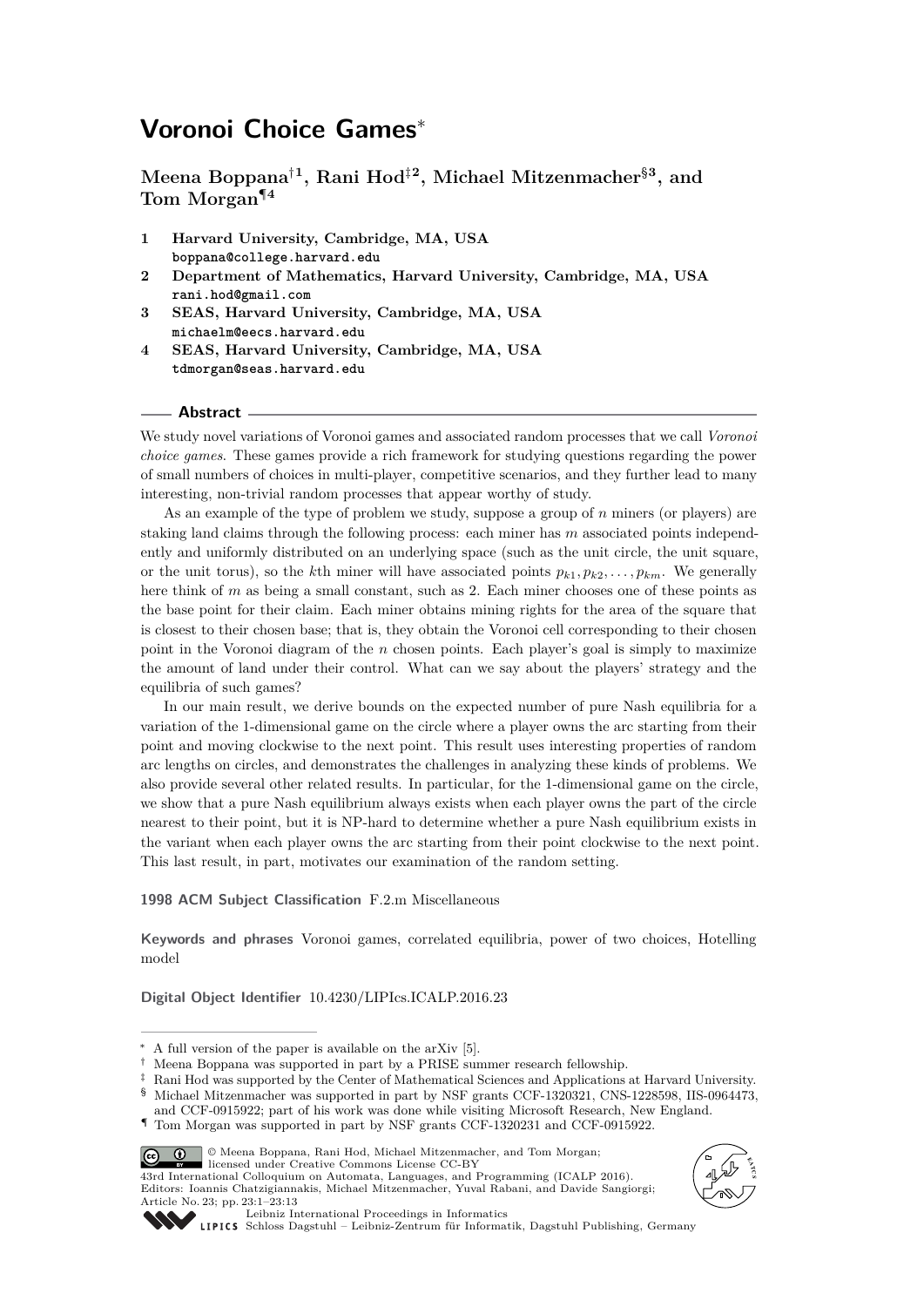# Voronoi Choice Games*

**Meena Boppana†[1], Rani Hod‡[2], Michael Mitzenmacher§[3], and Tom Morgan¶[4]**

1. **Harvard University, Cambridge, MA, USA**
   boppana@college.harvard.edu
2. **Department of Mathematics, Harvard University, Cambridge, MA, USA**
   rani.hod@gmail.com
3. **SEAS, Harvard University, Cambridge, MA, USA**
   michaelm@eecs.harvard.edu
4. **SEAS, Harvard University, Cambridge, MA, USA**
   tdmorgan@seas.harvard.edu

## Abstract

We study novel variations of Voronoi games and associated random processes that we call *Voronoi choice games*. These games provide a rich framework for studying questions regarding the power of small numbers of choices in multi-player, competitive scenarios, and they further lead to many interesting, non-trivial random processes that appear worthy of study.

As an example of the type of problem we study, suppose a group of $n$ miners (or players) are staking land claims through the following process: each miner has $m$ associated points independently and uniformly distributed on an underlying space (such as the unit circle, the unit square, or the unit torus), so the $k$th miner will have associated points $p_{k1}, p_{k2}, \ldots, p_{km}$. We generally here think of $m$ as being a small constant, such as 2. Each miner chooses one of these points as the base point for their claim. Each miner obtains mining rights for the area of the square that is closest to their chosen base; that is, they obtain the Voronoi cell corresponding to their chosen point in the Voronoi diagram of the $n$ chosen points. Each player's goal is simply to maximize the amount of land under their control. What can we say about the players' strategy and the equilibria of such games?

In our main result, we derive bounds on the expected number of pure Nash equilibria for a variation of the 1-dimensional game on the circle where a player owns the arc starting from their point and moving clockwise to the next point. This result uses interesting properties of random arc lengths on circles, and demonstrates the challenges in analyzing these kinds of problems. We also provide several other related results. In particular, for the 1-dimensional game on the circle, we show that a pure Nash equilibrium always exists when each player owns the part of the circle nearest to their point, but it is NP-hard to determine whether a pure Nash equilibrium exists in the variant when each player owns the arc starting from their point clockwise to the next point. This last result, in part, motivates our examination of the random setting.

**1998 ACM Subject Classification** F.2.m Miscellaneous

**Keywords and phrases** Voronoi games, correlated equilibria, power of two choices, Hotelling model

**Digital Object Identifier** 10.4230/LIPIcs.ICALP.2016.23

---

\* A full version of the paper is available on the arXiv [5].

† Meena Boppana was supported in part by a PRISE summer research fellowship.

‡ Rani Hod was supported by the Center of Mathematical Sciences and Applications at Harvard University.

§ Michael Mitzenmacher was supported in part by NSF grants CCF-1320321, CNS-1228598, IIS-0964473, and CCF-0915922; part of his work was done while visiting Microsoft Research, New England.

¶ Tom Morgan was supported in part by NSF grants CCF-1320231 and CCF-0915922.

© Meena Boppana, Rani Hod, Michael Mitzenmacher, and Tom Morgan;
licensed under Creative Commons License CC-BY
43rd International Colloquium on Automata, Languages, and Programming (ICALP 2016).
Editors: Ioannis Chatzigiannakis, Michael Mitzenmacher, Yuval Rabani, and Davide Sangiorgi;
Article No. 23; pp. 23:1–23:13
Leibniz International Proceedings in Informatics
LIPICS Schloss Dagstuhl – Leibniz-Zentrum für Informatik, Dagstuhl Publishing, Germany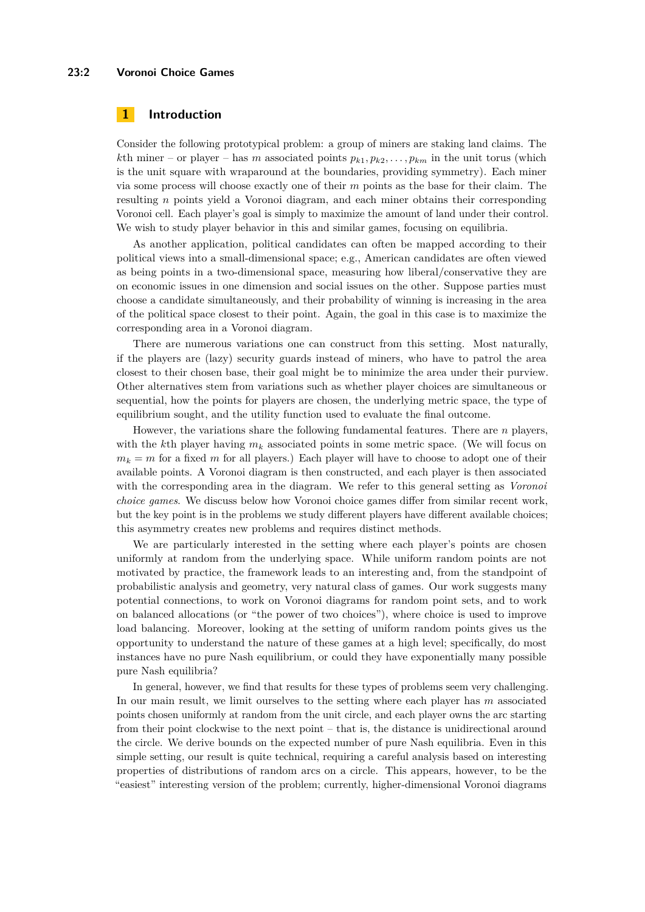## 1 Introduction

Consider the following prototypical problem: a group of miners are staking land claims. The $k$th miner – or player – has $m$ associated points $p_{k1}, p_{k2}, \ldots, p_{km}$ in the unit torus (which is the unit square with wraparound at the boundaries, providing symmetry). Each miner via some process will choose exactly one of their $m$ points as the base for their claim. The resulting $n$ points yield a Voronoi diagram, and each miner obtains their corresponding Voronoi cell. Each player's goal is simply to maximize the amount of land under their control. We wish to study player behavior in this and similar games, focusing on equilibria.

As another application, political candidates can often be mapped according to their political views into a small-dimensional space; e.g., American candidates are often viewed as being points in a two-dimensional space, measuring how liberal/conservative they are on economic issues in one dimension and social issues on the other. Suppose parties must choose a candidate simultaneously, and their probability of winning is increasing in the area of the political space closest to their point. Again, the goal in this case is to maximize the corresponding area in a Voronoi diagram.

There are numerous variations one can construct from this setting. Most naturally, if the players are (lazy) security guards instead of miners, who have to patrol the area closest to their chosen base, their goal might be to minimize the area under their purview. Other alternatives stem from variations such as whether player choices are simultaneous or sequential, how the points for players are chosen, the underlying metric space, the type of equilibrium sought, and the utility function used to evaluate the final outcome.

However, the variations share the following fundamental features. There are $n$ players, with the $k$th player having $m_k$ associated points in some metric space. (We will focus on $m_k = m$ for a fixed $m$ for all players.) Each player will have to choose to adopt one of their available points. A Voronoi diagram is then constructed, and each player is then associated with the corresponding area in the diagram. We refer to this general setting as *Voronoi choice games*. We discuss below how Voronoi choice games differ from similar recent work, but the key point is in the problems we study different players have different available choices; this asymmetry creates new problems and requires distinct methods.

We are particularly interested in the setting where each player's points are chosen uniformly at random from the underlying space. While uniform random points are not motivated by practice, the framework leads to an interesting and, from the standpoint of probabilistic analysis and geometry, very natural class of games. Our work suggests many potential connections, to work on Voronoi diagrams for random point sets, and to work on balanced allocations (or "the power of two choices"), where choice is used to improve load balancing. Moreover, looking at the setting of uniform random points gives us the opportunity to understand the nature of these games at a high level; specifically, do most instances have no pure Nash equilibrium, or could they have exponentially many possible pure Nash equilibria?

In general, however, we find that results for these types of problems seem very challenging. In our main result, we limit ourselves to the setting where each player has $m$ associated points chosen uniformly at random from the unit circle, and each player owns the arc starting from their point clockwise to the next point – that is, the distance is unidirectional around the circle. We derive bounds on the expected number of pure Nash equilibria. Even in this simple setting, our result is quite technical, requiring a careful analysis based on interesting properties of distributions of random arcs on a circle. This appears, however, to be the "easiest" interesting version of the problem; currently, higher-dimensional Voronoi diagrams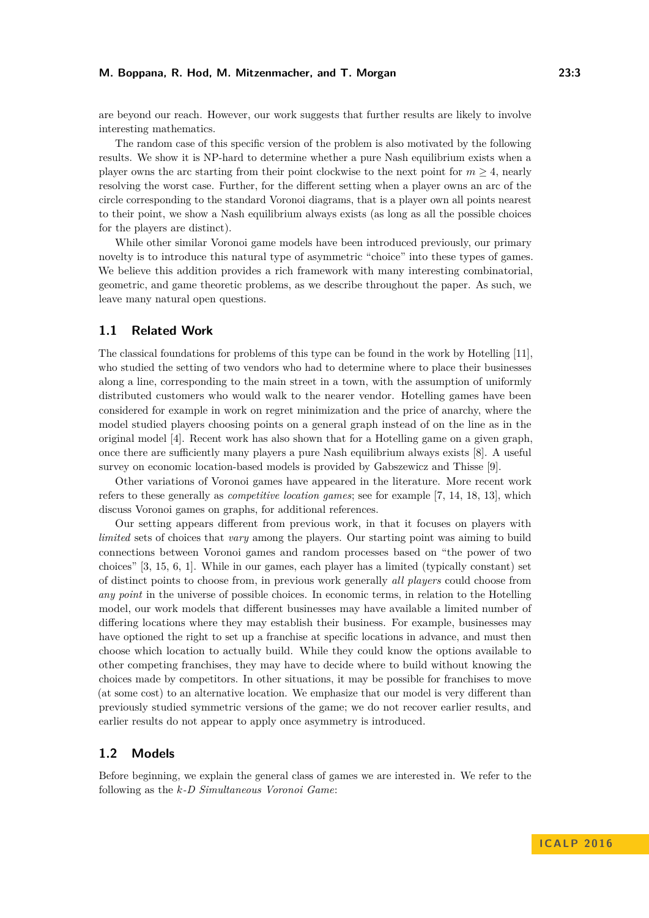are beyond our reach. However, our work suggests that further results are likely to involve interesting mathematics.

The random case of this specific version of the problem is also motivated by the following results. We show it is NP-hard to determine whether a pure Nash equilibrium exists when a player owns the arc starting from their point clockwise to the next point for $m \geq 4$, nearly resolving the worst case. Further, for the different setting when a player owns an arc of the circle corresponding to the standard Voronoi diagrams, that is a player own all points nearest to their point, we show a Nash equilibrium always exists (as long as all the possible choices for the players are distinct).

While other similar Voronoi game models have been introduced previously, our primary novelty is to introduce this natural type of asymmetric "choice" into these types of games. We believe this addition provides a rich framework with many interesting combinatorial, geometric, and game theoretic problems, as we describe throughout the paper. As such, we leave many natural open questions.

## 1.1 Related Work

The classical foundations for problems of this type can be found in the work by Hotelling [11], who studied the setting of two vendors who had to determine where to place their businesses along a line, corresponding to the main street in a town, with the assumption of uniformly distributed customers who would walk to the nearer vendor. Hotelling games have been considered for example in work on regret minimization and the price of anarchy, where the model studied players choosing points on a general graph instead of on the line as in the original model [4]. Recent work has also shown that for a Hotelling game on a given graph, once there are sufficiently many players a pure Nash equilibrium always exists [8]. A useful survey on economic location-based models is provided by Gabszewicz and Thisse [9].

Other variations of Voronoi games have appeared in the literature. More recent work refers to these generally as *competitive location games*; see for example [7, 14, 18, 13], which discuss Voronoi games on graphs, for additional references.

Our setting appears different from previous work, in that it focuses on players with *limited* sets of choices that *vary* among the players. Our starting point was aiming to build connections between Voronoi games and random processes based on "the power of two choices" [3, 15, 6, 1]. While in our games, each player has a limited (typically constant) set of distinct points to choose from, in previous work generally *all players* could choose from *any point* in the universe of possible choices. In economic terms, in relation to the Hotelling model, our work models that different businesses may have available a limited number of differing locations where they may establish their business. For example, businesses may have optioned the right to set up a franchise at specific locations in advance, and must then choose which location to actually build. While they could know the options available to other competing franchises, they may have to decide where to build without knowing the choices made by competitors. In other situations, it may be possible for franchises to move (at some cost) to an alternative location. We emphasize that our model is very different than previously studied symmetric versions of the game; we do not recover earlier results, and earlier results do not appear to apply once asymmetry is introduced.

## 1.2 Models

Before beginning, we explain the general class of games we are interested in. We refer to the following as the *k-D Simultaneous Voronoi Game*: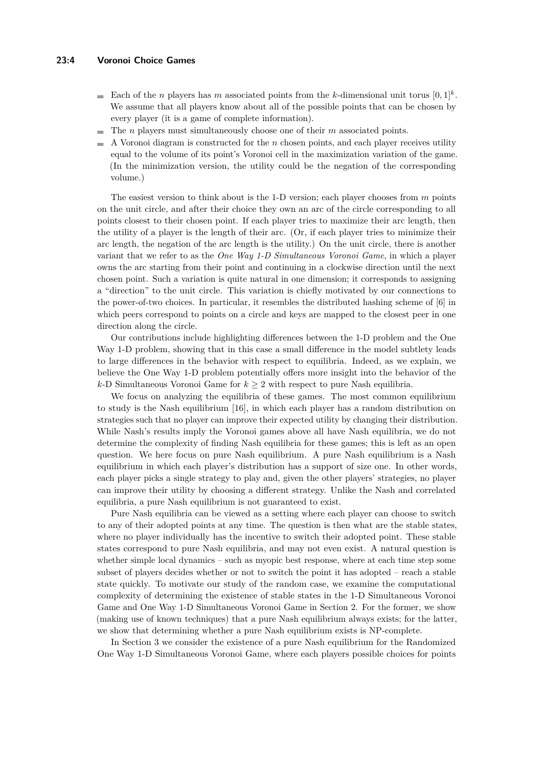- Each of the $n$ players has $m$ associated points from the $k$-dimensional unit torus $[0,1]^k$. We assume that all players know about all of the possible points that can be chosen by every player (it is a game of complete information).
- The $n$ players must simultaneously choose one of their $m$ associated points.
- A Voronoi diagram is constructed for the $n$ chosen points, and each player receives utility equal to the volume of its point's Voronoi cell in the maximization variation of the game. (In the minimization version, the utility could be the negation of the corresponding volume.)

The easiest version to think about is the 1-D version; each player chooses from $m$ points on the unit circle, and after their choice they own an arc of the circle corresponding to all points closest to their chosen point. If each player tries to maximize their arc length, then the utility of a player is the length of their arc. (Or, if each player tries to minimize their arc length, the negation of the arc length is the utility.) On the unit circle, there is another variant that we refer to as the *One Way 1-D Simultaneous Voronoi Game*, in which a player owns the arc starting from their point and continuing in a clockwise direction until the next chosen point. Such a variation is quite natural in one dimension; it corresponds to assigning a "direction" to the unit circle. This variation is chiefly motivated by our connections to the power-of-two choices. In particular, it resembles the distributed hashing scheme of [6] in which peers correspond to points on a circle and keys are mapped to the closest peer in one direction along the circle.

Our contributions include highlighting differences between the 1-D problem and the One Way 1-D problem, showing that in this case a small difference in the model subtlety leads to large differences in the behavior with respect to equilibria. Indeed, as we explain, we believe the One Way 1-D problem potentially offers more insight into the behavior of the $k$-D Simultaneous Voronoi Game for $k \geq 2$ with respect to pure Nash equilibria.

We focus on analyzing the equilibria of these games. The most common equilibrium to study is the Nash equilibrium [16], in which each player has a random distribution on strategies such that no player can improve their expected utility by changing their distribution. While Nash's results imply the Voronoi games above all have Nash equilibria, we do not determine the complexity of finding Nash equilibria for these games; this is left as an open question. We here focus on pure Nash equilibrium. A pure Nash equilibrium is a Nash equilibrium in which each player's distribution has a support of size one. In other words, each player picks a single strategy to play and, given the other players' strategies, no player can improve their utility by choosing a different strategy. Unlike the Nash and correlated equilibria, a pure Nash equilibrium is not guaranteed to exist.

Pure Nash equilibria can be viewed as a setting where each player can choose to switch to any of their adopted points at any time. The question is then what are the stable states, where no player individually has the incentive to switch their adopted point. These stable states correspond to pure Nash equilibria, and may not even exist. A natural question is whether simple local dynamics – such as myopic best response, where at each time step some subset of players decides whether or not to switch the point it has adopted – reach a stable state quickly. To motivate our study of the random case, we examine the computational complexity of determining the existence of stable states in the 1-D Simultaneous Voronoi Game and One Way 1-D Simultaneous Voronoi Game in Section 2. For the former, we show (making use of known techniques) that a pure Nash equilibrium always exists; for the latter, we show that determining whether a pure Nash equilibrium exists is NP-complete.

In Section 3 we consider the existence of a pure Nash equilibrium for the Randomized One Way 1-D Simultaneous Voronoi Game, where each players possible choices for points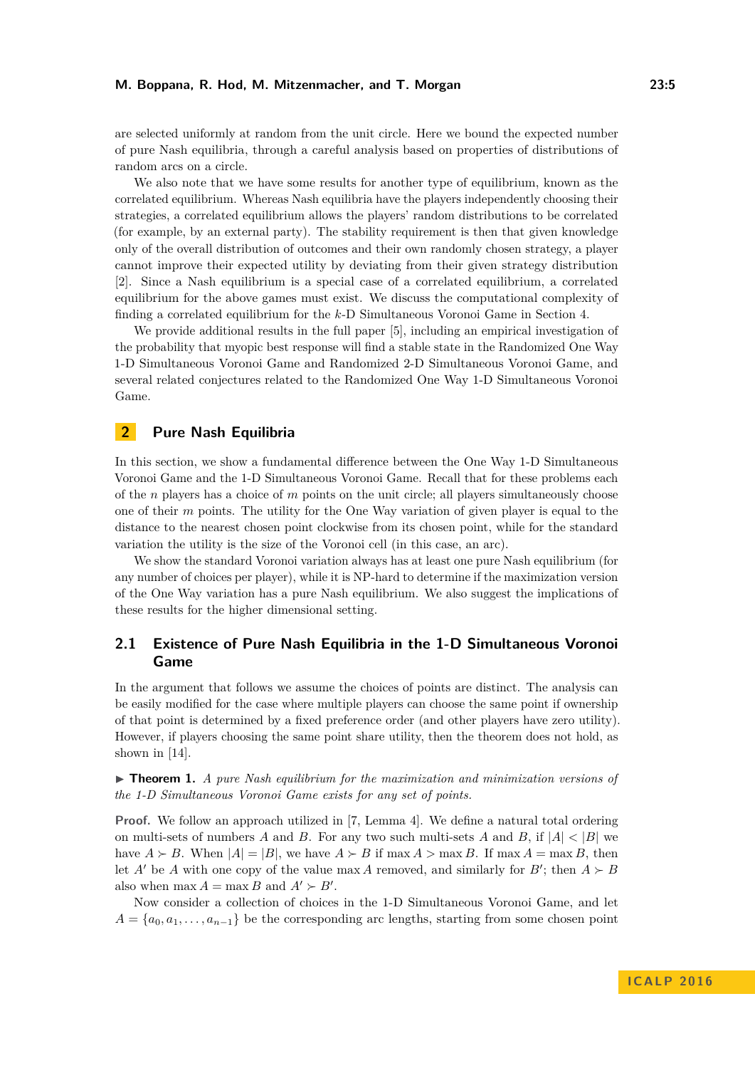are selected uniformly at random from the unit circle. Here we bound the expected number of pure Nash equilibria, through a careful analysis based on properties of distributions of random arcs on a circle.

We also note that we have some results for another type of equilibrium, known as the correlated equilibrium. Whereas Nash equilibria have the players independently choosing their strategies, a correlated equilibrium allows the players' random distributions to be correlated (for example, by an external party). The stability requirement is then that given knowledge only of the overall distribution of outcomes and their own randomly chosen strategy, a player cannot improve their expected utility by deviating from their given strategy distribution [2]. Since a Nash equilibrium is a special case of a correlated equilibrium, a correlated equilibrium for the above games must exist. We discuss the computational complexity of finding a correlated equilibrium for the $k$-D Simultaneous Voronoi Game in Section 4.

We provide additional results in the full paper [5], including an empirical investigation of the probability that myopic best response will find a stable state in the Randomized One Way 1-D Simultaneous Voronoi Game and Randomized 2-D Simultaneous Voronoi Game, and several related conjectures related to the Randomized One Way 1-D Simultaneous Voronoi Game.

## 2 Pure Nash Equilibria

In this section, we show a fundamental difference between the One Way 1-D Simultaneous Voronoi Game and the 1-D Simultaneous Voronoi Game. Recall that for these problems each of the $n$ players has a choice of $m$ points on the unit circle; all players simultaneously choose one of their $m$ points. The utility for the One Way variation of given player is equal to the distance to the nearest chosen point clockwise from its chosen point, while for the standard variation the utility is the size of the Voronoi cell (in this case, an arc).

We show the standard Voronoi variation always has at least one pure Nash equilibrium (for any number of choices per player), while it is NP-hard to determine if the maximization version of the One Way variation has a pure Nash equilibrium. We also suggest the implications of these results for the higher dimensional setting.

### 2.1 Existence of Pure Nash Equilibria in the 1-D Simultaneous Voronoi Game

In the argument that follows we assume the choices of points are distinct. The analysis can be easily modified for the case where multiple players can choose the same point if ownership of that point is determined by a fixed preference order (and other players have zero utility). However, if players choosing the same point share utility, then the theorem does not hold, as shown in [14].

▶ **Theorem 1.** *A pure Nash equilibrium for the maximization and minimization versions of the 1-D Simultaneous Voronoi Game exists for any set of points.*

**Proof.** We follow an approach utilized in [7, Lemma 4]. We define a natural total ordering on multi-sets of numbers $A$ and $B$. For any two such multi-sets $A$ and $B$, if $|A| < |B|$ we have $A \succ B$. When $|A| = |B|$, we have $A \succ B$ if $\max A > \max B$. If $\max A = \max B$, then let $A'$ be $A$ with one copy of the value $\max A$ removed, and similarly for $B'$; then $A \succ B$ also when $\max A = \max B$ and $A' \succ B'$.

Now consider a collection of choices in the 1-D Simultaneous Voronoi Game, and let $A = \{a_0, a_1, \ldots, a_{n-1}\}$ be the corresponding arc lengths, starting from some chosen point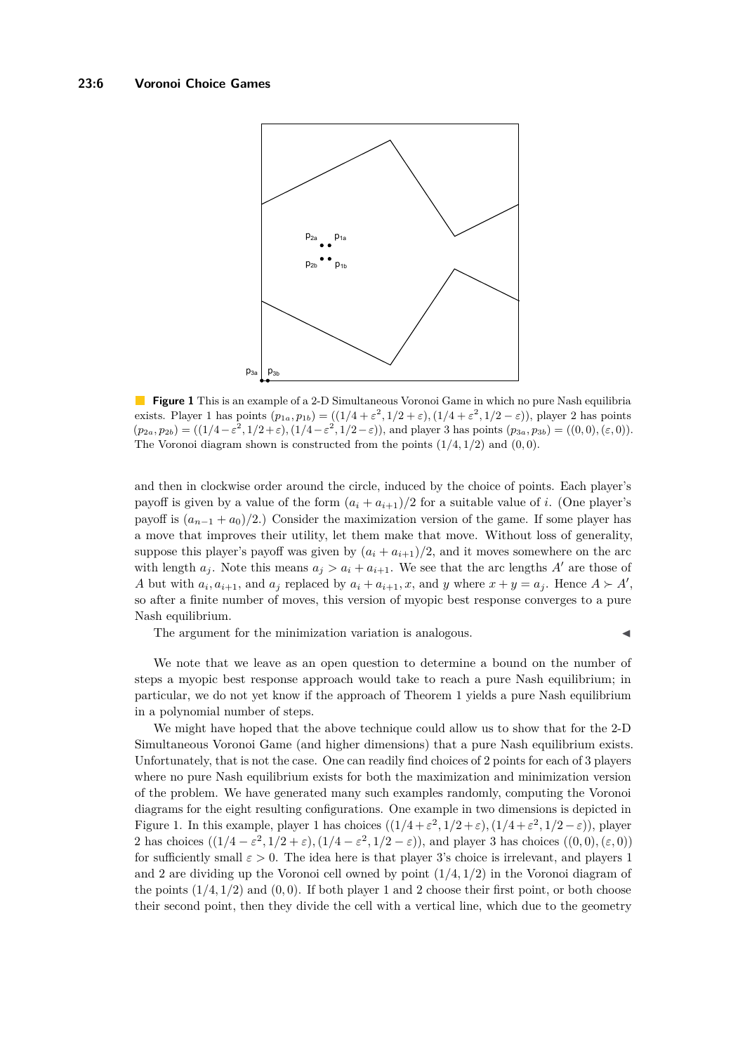**Figure 1** This is an example of a 2-D Simultaneous Voronoi Game in which no pure Nash equilibria exists. Player 1 has points $(p_{1a}, p_{1b}) = ((1/4+\varepsilon^2, 1/2+\varepsilon), (1/4+\varepsilon^2, 1/2-\varepsilon))$, player 2 has points $(p_{2a}, p_{2b}) = ((1/4-\varepsilon^2, 1/2+\varepsilon), (1/4-\varepsilon^2, 1/2-\varepsilon))$, and player 3 has points $(p_{3a}, p_{3b}) = ((0,0), (\varepsilon, 0))$. The Voronoi diagram shown is constructed from the points $(1/4, 1/2)$ and $(0,0)$.

and then in clockwise order around the circle, induced by the choice of points. Each player's payoff is given by a value of the form $(a_i + a_{i+1})/2$ for a suitable value of $i$. (One player's payoff is $(a_{n-1} + a_0)/2$.) Consider the maximization version of the game. If some player has a move that improves their utility, let them make that move. Without loss of generality, suppose this player's payoff was given by $(a_i + a_{i+1})/2$, and it moves somewhere on the arc with length $a_j$. Note this means $a_j > a_i + a_{i+1}$. We see that the arc lengths $A'$ are those of $A$ but with $a_i, a_{i+1}$, and $a_j$ replaced by $a_i + a_{i+1}, x$, and $y$ where $x + y = a_j$. Hence $A \succ A'$, so after a finite number of moves, this version of myopic best response converges to a pure Nash equilibrium.

The argument for the minimization variation is analogous. ◀

We note that we leave as an open question to determine a bound on the number of steps a myopic best response approach would take to reach a pure Nash equilibrium; in particular, we do not yet know if the approach of Theorem 1 yields a pure Nash equilibrium in a polynomial number of steps.

We might have hoped that the above technique could allow us to show that for the 2-D Simultaneous Voronoi Game (and higher dimensions) that a pure Nash equilibrium exists. Unfortunately, that is not the case. One can readily find choices of 2 points for each of 3 players where no pure Nash equilibrium exists for both the maximization and minimization version of the problem. We have generated many such examples randomly, computing the Voronoi diagrams for the eight resulting configurations. One example in two dimensions is depicted in Figure 1. In this example, player 1 has choices $((1/4+\varepsilon^2, 1/2+\varepsilon), (1/4+\varepsilon^2, 1/2-\varepsilon))$, player 2 has choices $((1/4-\varepsilon^2, 1/2+\varepsilon), (1/4-\varepsilon^2, 1/2-\varepsilon))$, and player 3 has choices $((0,0), (\varepsilon, 0))$ for sufficiently small $\varepsilon > 0$. The idea here is that player 3's choice is irrelevant, and players 1 and 2 are dividing up the Voronoi cell owned by point $(1/4, 1/2)$ in the Voronoi diagram of the points $(1/4, 1/2)$ and $(0,0)$. If both player 1 and 2 choose their first point, or both choose their second point, then they divide the cell with a vertical line, which due to the geometry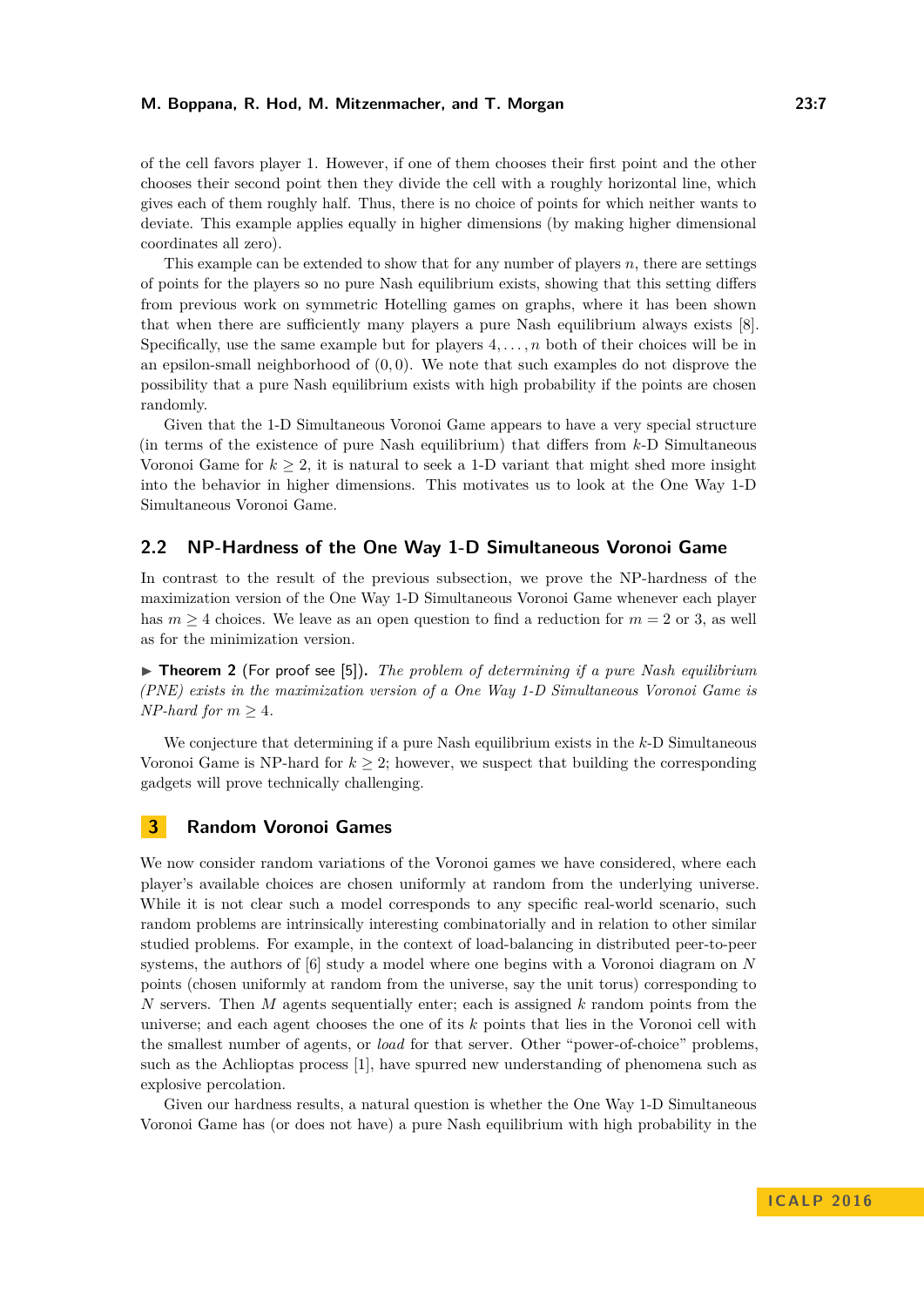of the cell favors player 1. However, if one of them chooses their first point and the other chooses their second point then they divide the cell with a roughly horizontal line, which gives each of them roughly half. Thus, there is no choice of points for which neither wants to deviate. This example applies equally in higher dimensions (by making higher dimensional coordinates all zero).

This example can be extended to show that for any number of players $n$, there are settings of points for the players so no pure Nash equilibrium exists, showing that this setting differs from previous work on symmetric Hotelling games on graphs, where it has been shown that when there are sufficiently many players a pure Nash equilibrium always exists [8]. Specifically, use the same example but for players $4, \ldots, n$ both of their choices will be in an epsilon-small neighborhood of $(0, 0)$. We note that such examples do not disprove the possibility that a pure Nash equilibrium exists with high probability if the points are chosen randomly.

Given that the 1-D Simultaneous Voronoi Game appears to have a very special structure (in terms of the existence of pure Nash equilibrium) that differs from $k$-D Simultaneous Voronoi Game for $k \geq 2$, it is natural to seek a 1-D variant that might shed more insight into the behavior in higher dimensions. This motivates us to look at the One Way 1-D Simultaneous Voronoi Game.

## 2.2 NP-Hardness of the One Way 1-D Simultaneous Voronoi Game

In contrast to the result of the previous subsection, we prove the NP-hardness of the maximization version of the One Way 1-D Simultaneous Voronoi Game whenever each player has $m \geq 4$ choices. We leave as an open question to find a reduction for $m = 2$ or 3, as well as for the minimization version.

▶ **Theorem 2** (For proof see [5]). *The problem of determining if a pure Nash equilibrium (PNE) exists in the maximization version of a One Way 1-D Simultaneous Voronoi Game is NP-hard for* $m \geq 4$.

We conjecture that determining if a pure Nash equilibrium exists in the $k$-D Simultaneous Voronoi Game is NP-hard for $k \geq 2$; however, we suspect that building the corresponding gadgets will prove technically challenging.

# 3 Random Voronoi Games

We now consider random variations of the Voronoi games we have considered, where each player's available choices are chosen uniformly at random from the underlying universe. While it is not clear such a model corresponds to any specific real-world scenario, such random problems are intrinsically interesting combinatorially and in relation to other similar studied problems. For example, in the context of load-balancing in distributed peer-to-peer systems, the authors of [6] study a model where one begins with a Voronoi diagram on $N$ points (chosen uniformly at random from the universe, say the unit torus) corresponding to $N$ servers. Then $M$ agents sequentially enter; each is assigned $k$ random points from the universe; and each agent chooses the one of its $k$ points that lies in the Voronoi cell with the smallest number of agents, or *load* for that server. Other "power-of-choice" problems, such as the Achlioptas process [1], have spurred new understanding of phenomena such as explosive percolation.

Given our hardness results, a natural question is whether the One Way 1-D Simultaneous Voronoi Game has (or does not have) a pure Nash equilibrium with high probability in the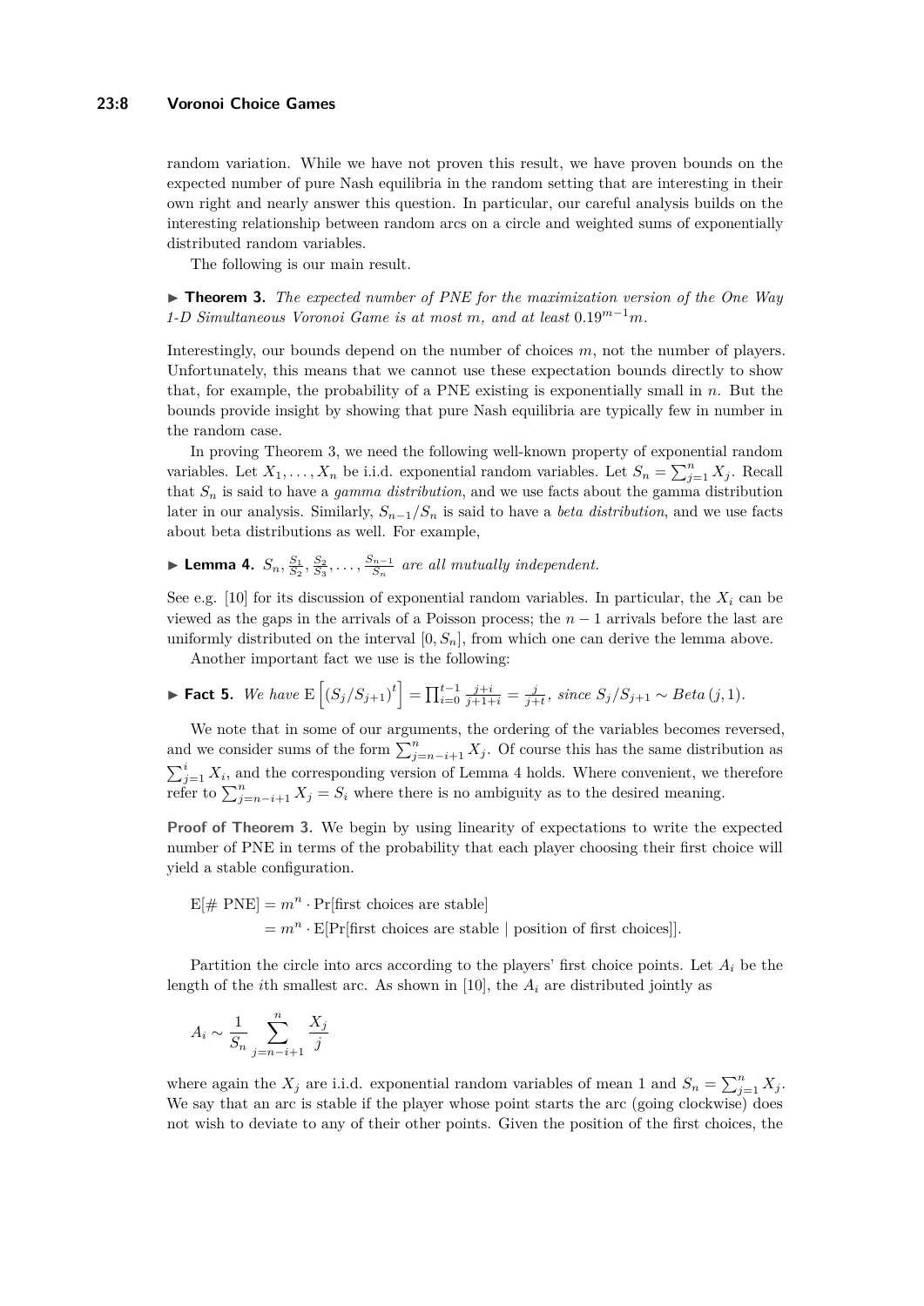random variation. While we have not proven this result, we have proven bounds on the expected number of pure Nash equilibria in the random setting that are interesting in their own right and nearly answer this question. In particular, our careful analysis builds on the interesting relationship between random arcs on a circle and weighted sums of exponentially distributed random variables.

The following is our main result.

► **Theorem 3.** *The expected number of PNE for the maximization version of the One Way 1-D Simultaneous Voronoi Game is at most $m$, and at least $0.19^{m-1}m$.*

Interestingly, our bounds depend on the number of choices $m$, not the number of players. Unfortunately, this means that we cannot use these expectation bounds directly to show that, for example, the probability of a PNE existing is exponentially small in $n$. But the bounds provide insight by showing that pure Nash equilibria are typically few in number in the random case.

In proving Theorem 3, we need the following well-known property of exponential random variables. Let $X_1, \ldots, X_n$ be i.i.d. exponential random variables. Let $S_n = \sum_{j=1}^{n} X_j$. Recall that $S_n$ is said to have a *gamma distribution*, and we use facts about the gamma distribution later in our analysis. Similarly, $S_{n-1}/S_n$ is said to have a *beta distribution*, and we use facts about beta distributions as well. For example,

► **Lemma 4.** $S_n, \frac{S_1}{S_2}, \frac{S_2}{S_3}, \ldots, \frac{S_{n-1}}{S_n}$ *are all mutually independent.*

See e.g. [10] for its discussion of exponential random variables. In particular, the $X_i$ can be viewed as the gaps in the arrivals of a Poisson process; the $n-1$ arrivals before the last are uniformly distributed on the interval $[0, S_n]$, from which one can derive the lemma above.

Another important fact we use is the following:

► **Fact 5.** *We have* $\mathrm{E}\left[(S_j/S_{j+1})^t\right] = \prod_{i=0}^{t-1} \frac{j+i}{j+1+i} = \frac{j}{j+t}$*, since* $S_j/S_{j+1} \sim \mathit{Beta}\,(j, 1)$*.*

We note that in some of our arguments, the ordering of the variables becomes reversed, and we consider sums of the form $\sum_{j=n-i+1}^{n} X_j$. Of course this has the same distribution as $\sum_{j=1}^{i} X_i$, and the corresponding version of Lemma 4 holds. Where convenient, we therefore refer to $\sum_{j=n-i+1}^{n} X_j = S_i$ where there is no ambiguity as to the desired meaning.

**Proof of Theorem 3.** We begin by using linearity of expectations to write the expected number of PNE in terms of the probability that each player choosing their first choice will yield a stable configuration.

$$
\begin{aligned}
\mathrm{E}[\#\ \mathrm{PNE}] &= m^n \cdot \Pr[\text{first choices are stable}] \\
&= m^n \cdot \mathrm{E}[\Pr[\text{first choices are stable} \mid \text{position of first choices}]].
\end{aligned}
$$

Partition the circle into arcs according to the players' first choice points. Let $A_i$ be the length of the $i$th smallest arc. As shown in [10], the $A_i$ are distributed jointly as

$$
A_i \sim \frac{1}{S_n} \sum_{j=n-i+1}^{n} \frac{X_j}{j}
$$

where again the $X_j$ are i.i.d. exponential random variables of mean 1 and $S_n = \sum_{j=1}^{n} X_j$. We say that an arc is stable if the player whose point starts the arc (going clockwise) does not wish to deviate to any of their other points. Given the position of the first choices, the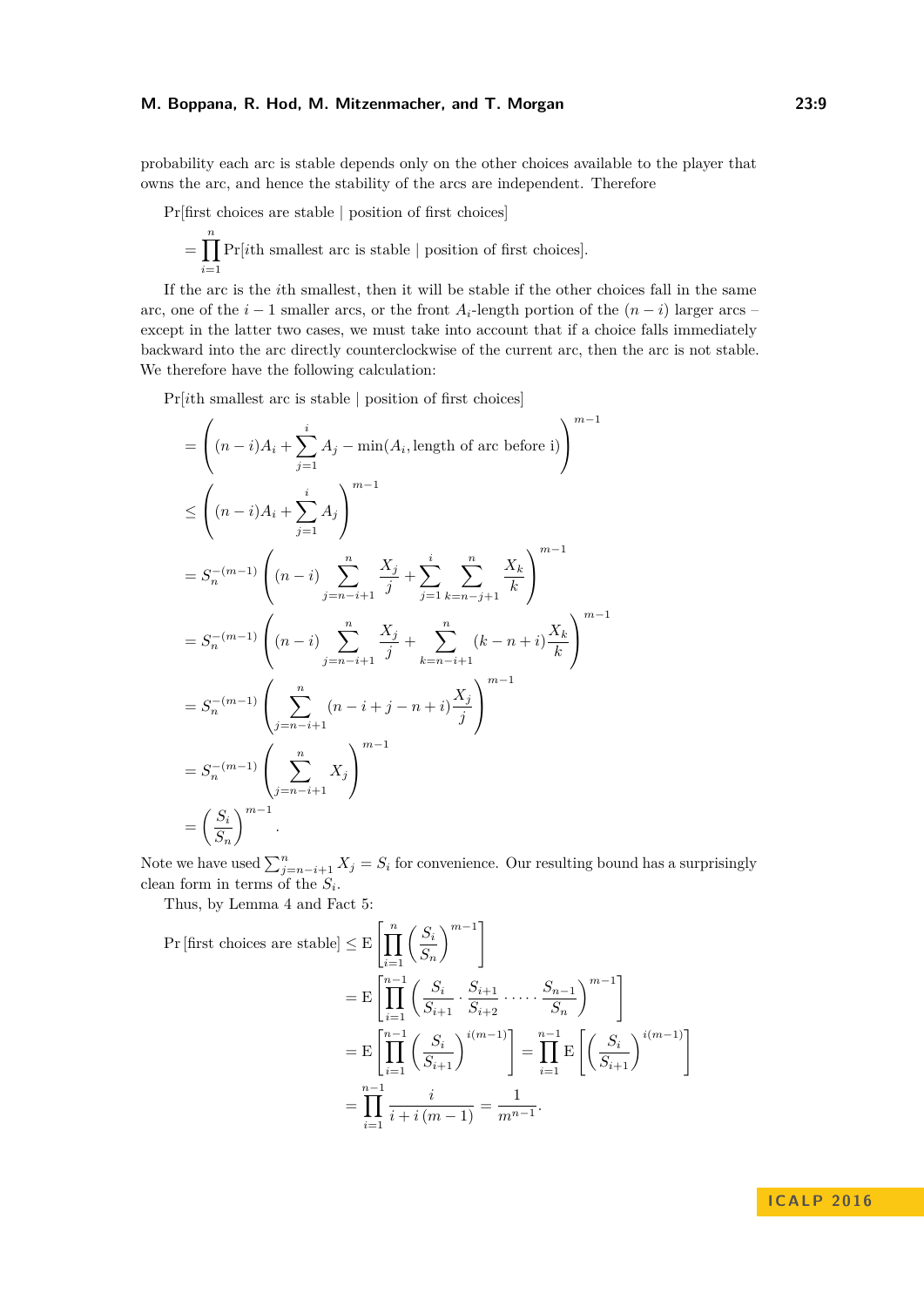probability each arc is stable depends only on the other choices available to the player that owns the arc, and hence the stability of the arcs are independent. Therefore

$$
\begin{aligned}
&\Pr[\text{first choices are stable} \mid \text{position of first choices}] \\
&= \prod_{i=1}^{n} \Pr[i\text{th smallest arc is stable} \mid \text{position of first choices}].
\end{aligned}
$$

If the arc is the $i$th smallest, then it will be stable if the other choices fall in the same arc, one of the $i-1$ smaller arcs, or the front $A_i$-length portion of the $(n-i)$ larger arcs – except in the latter two cases, we must take into account that if a choice falls immediately backward into the arc directly counterclockwise of the current arc, then the arc is not stable. We therefore have the following calculation:

$$
\begin{aligned}
&\Pr[i\text{th smallest arc is stable} \mid \text{position of first choices}] \\
&= \left( (n-i)A_i + \sum_{j=1}^{i} A_j - \min(A_i, \text{length of arc before i}) \right)^{m-1} \\
&\leq \left( (n-i)A_i + \sum_{j=1}^{i} A_j \right)^{m-1} \\
&= S_n^{-(m-1)} \left( (n-i) \sum_{j=n-i+1}^{n} \frac{X_j}{j} + \sum_{j=1}^{i} \sum_{k=n-j+1}^{n} \frac{X_k}{k} \right)^{m-1} \\
&= S_n^{-(m-1)} \left( (n-i) \sum_{j=n-i+1}^{n} \frac{X_j}{j} + \sum_{k=n-i+1}^{n} (k-n+i) \frac{X_k}{k} \right)^{m-1} \\
&= S_n^{-(m-1)} \left( \sum_{j=n-i+1}^{n} (n-i+j-n+i) \frac{X_j}{j} \right)^{m-1} \\
&= S_n^{-(m-1)} \left( \sum_{j=n-i+1}^{n} X_j \right)^{m-1} \\
&= \left( \frac{S_i}{S_n} \right)^{m-1}.
\end{aligned}
$$

Note we have used $\sum_{j=n-i+1}^{n} X_j = S_i$ for convenience. Our resulting bound has a surprisingly clean form in terms of the $S_i$.

Thus, by Lemma 4 and Fact 5:

$$
\begin{aligned}
\Pr[\text{first choices are stable}] &\leq \mathrm{E}\left[ \prod_{i=1}^{n} \left( \frac{S_i}{S_n} \right)^{m-1} \right] \\
&= \mathrm{E}\left[ \prod_{i=1}^{n-1} \left( \frac{S_i}{S_{i+1}} \cdot \frac{S_{i+1}}{S_{i+2}} \cdot \dots \cdot \frac{S_{n-1}}{S_n} \right)^{m-1} \right] \\
&= \mathrm{E}\left[ \prod_{i=1}^{n-1} \left( \frac{S_i}{S_{i+1}} \right)^{i(m-1)} \right] = \prod_{i=1}^{n-1} \mathrm{E}\left[ \left( \frac{S_i}{S_{i+1}} \right)^{i(m-1)} \right] \\
&= \prod_{i=1}^{n-1} \frac{i}{i + i(m-1)} = \frac{1}{m^{n-1}}.
\end{aligned}
$$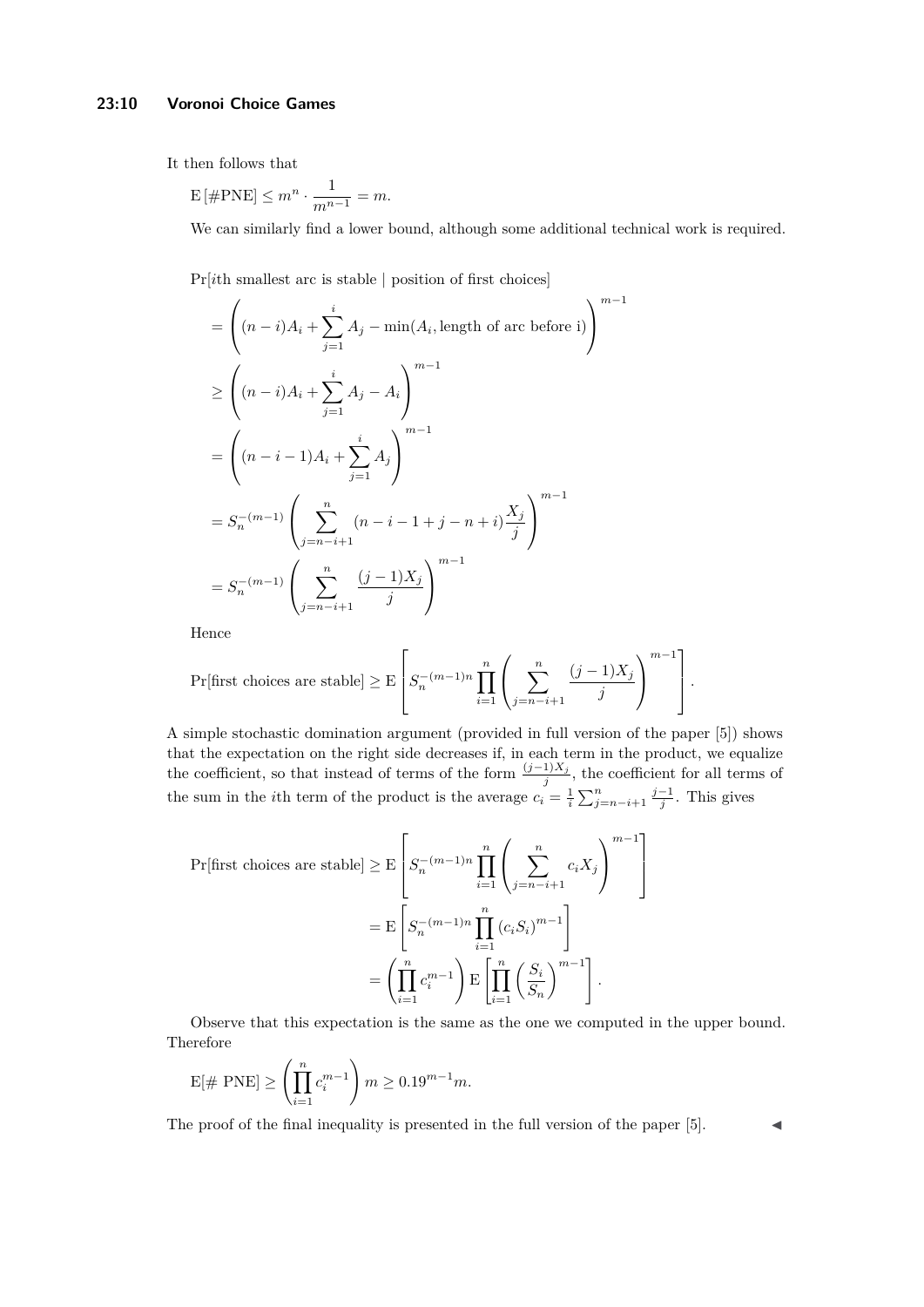It then follows that

$$\mathrm{E}\left[\#\mathrm{PNE}\right] \leq m^n \cdot \frac{1}{m^{n-1}} = m.$$

We can similarly find a lower bound, although some additional technical work is required.

$$\begin{aligned}
&\Pr[i\text{th smallest arc is stable} \mid \text{position of first choices}] \\
&= \left( (n-i)A_i + \sum_{j=1}^{i} A_j - \min(A_i, \text{length of arc before i}) \right)^{m-1} \\
&\geq \left( (n-i)A_i + \sum_{j=1}^{i} A_j - A_i \right)^{m-1} \\
&= \left( (n-i-1)A_i + \sum_{j=1}^{i} A_j \right)^{m-1} \\
&= S_n^{-(m-1)} \left( \sum_{j=n-i+1}^{n} (n-i-1+j-n+i) \frac{X_j}{j} \right)^{m-1} \\
&= S_n^{-(m-1)} \left( \sum_{j=n-i+1}^{n} \frac{(j-1)X_j}{j} \right)^{m-1}
\end{aligned}$$

Hence

$$\Pr[\text{first choices are stable}] \geq \mathrm{E}\left[ S_n^{-(m-1)n} \prod_{i=1}^{n} \left( \sum_{j=n-i+1}^{n} \frac{(j-1)X_j}{j} \right)^{m-1} \right].$$

A simple stochastic domination argument (provided in full version of the paper [5]) shows that the expectation on the right side decreases if, in each term in the product, we equalize the coefficient, so that instead of terms of the form $\frac{(j-1)X_j}{j}$, the coefficient for all terms of the sum in the $i$th term of the product is the average $c_i = \frac{1}{i}\sum_{j=n-i+1}^{n} \frac{j-1}{j}$. This gives

$$\begin{aligned}
\Pr[\text{first choices are stable}] &\geq \mathrm{E}\left[ S_n^{-(m-1)n} \prod_{i=1}^{n} \left( \sum_{j=n-i+1}^{n} c_i X_j \right)^{m-1} \right] \\
&= \mathrm{E}\left[ S_n^{-(m-1)n} \prod_{i=1}^{n} \left( c_i S_i \right)^{m-1} \right] \\
&= \left( \prod_{i=1}^{n} c_i^{m-1} \right) \mathrm{E}\left[ \prod_{i=1}^{n} \left( \frac{S_i}{S_n} \right)^{m-1} \right].
\end{aligned}$$

Observe that this expectation is the same as the one we computed in the upper bound. Therefore

$$\mathrm{E}[\#\ \mathrm{PNE}] \geq \left( \prod_{i=1}^{n} c_i^{m-1} \right) m \geq 0.19^{m-1} m.$$

The proof of the final inequality is presented in the full version of the paper [5]. ◀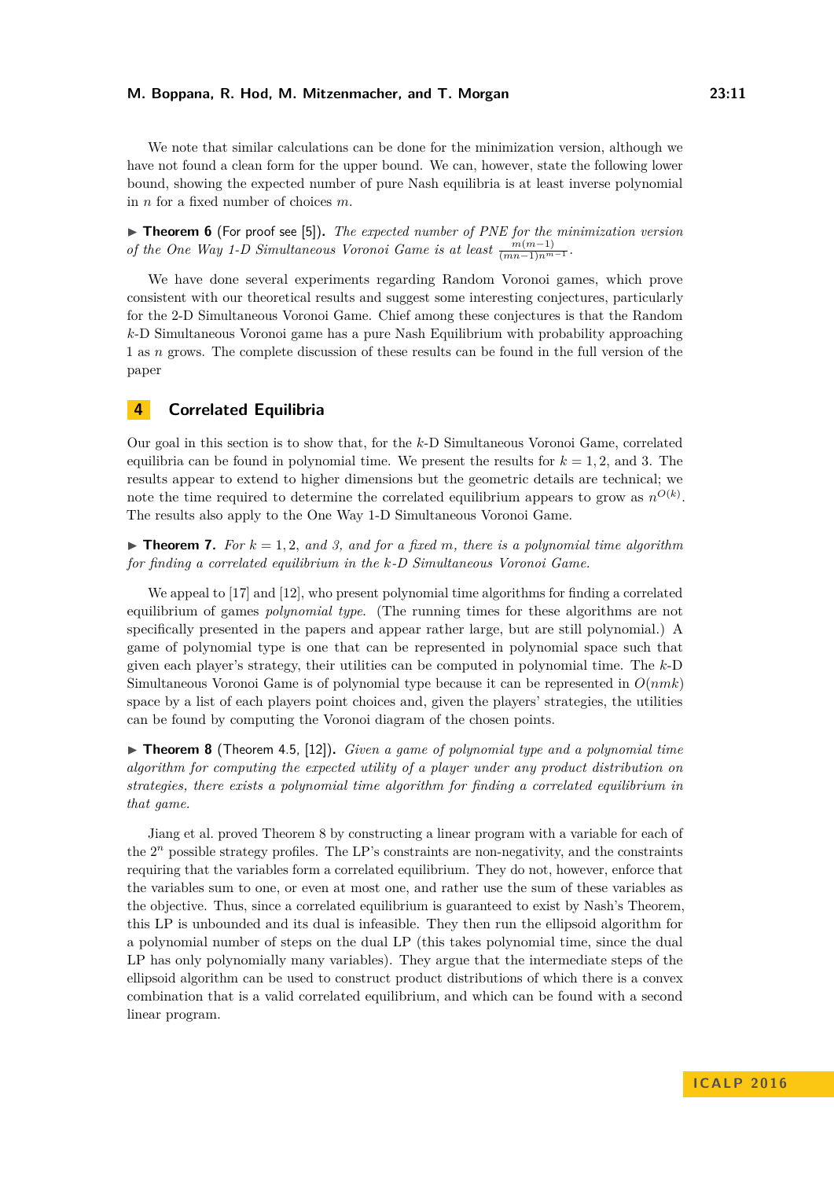We note that similar calculations can be done for the minimization version, although we have not found a clean form for the upper bound. We can, however, state the following lower bound, showing the expected number of pure Nash equilibria is at least inverse polynomial in $n$ for a fixed number of choices $m$.

▶ **Theorem 6** (For proof see [5]). *The expected number of PNE for the minimization version of the One Way 1-D Simultaneous Voronoi Game is at least* $\frac{m(m-1)}{(mn-1)n^{m-1}}$.

We have done several experiments regarding Random Voronoi games, which prove consistent with our theoretical results and suggest some interesting conjectures, particularly for the 2-D Simultaneous Voronoi Game. Chief among these conjectures is that the Random $k$-D Simultaneous Voronoi game has a pure Nash Equilibrium with probability approaching 1 as $n$ grows. The complete discussion of these results can be found in the full version of the paper

## 4 Correlated Equilibria

Our goal in this section is to show that, for the $k$-D Simultaneous Voronoi Game, correlated equilibria can be found in polynomial time. We present the results for $k = 1, 2$, and 3. The results appear to extend to higher dimensions but the geometric details are technical; we note the time required to determine the correlated equilibrium appears to grow as $n^{O(k)}$. The results also apply to the One Way 1-D Simultaneous Voronoi Game.

▶ **Theorem 7.** *For $k = 1, 2$, and 3, and for a fixed $m$, there is a polynomial time algorithm for finding a correlated equilibrium in the $k$-D Simultaneous Voronoi Game.*

We appeal to [17] and [12], who present polynomial time algorithms for finding a correlated equilibrium of games *polynomial type*. (The running times for these algorithms are not specifically presented in the papers and appear rather large, but are still polynomial.) A game of polynomial type is one that can be represented in polynomial space such that given each player's strategy, their utilities can be computed in polynomial time. The $k$-D Simultaneous Voronoi Game is of polynomial type because it can be represented in $O(nmk)$ space by a list of each players point choices and, given the players' strategies, the utilities can be found by computing the Voronoi diagram of the chosen points.

▶ **Theorem 8** (Theorem 4.5, [12]). *Given a game of polynomial type and a polynomial time algorithm for computing the expected utility of a player under any product distribution on strategies, there exists a polynomial time algorithm for finding a correlated equilibrium in that game.*

Jiang et al. proved Theorem 8 by constructing a linear program with a variable for each of the $2^n$ possible strategy profiles. The LP's constraints are non-negativity, and the constraints requiring that the variables form a correlated equilibrium. They do not, however, enforce that the variables sum to one, or even at most one, and rather use the sum of these variables as the objective. Thus, since a correlated equilibrium is guaranteed to exist by Nash's Theorem, this LP is unbounded and its dual is infeasible. They then run the ellipsoid algorithm for a polynomial number of steps on the dual LP (this takes polynomial time, since the dual LP has only polynomially many variables). They argue that the intermediate steps of the ellipsoid algorithm can be used to construct product distributions of which there is a convex combination that is a valid correlated equilibrium, and which can be found with a second linear program.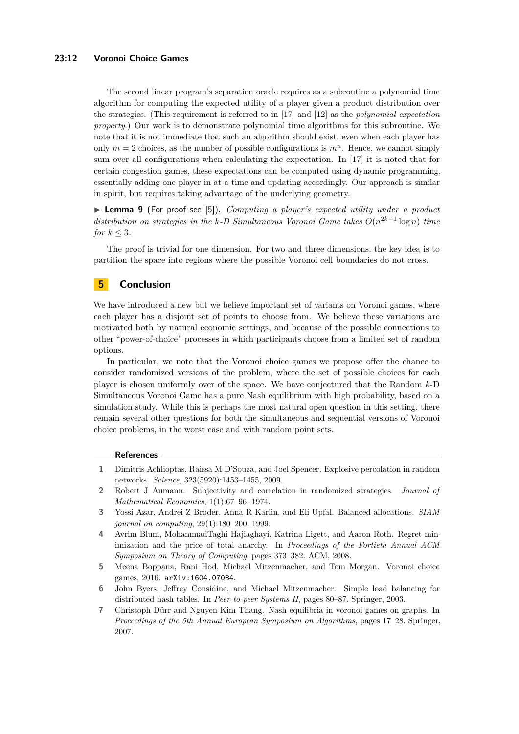The second linear program's separation oracle requires as a subroutine a polynomial time algorithm for computing the expected utility of a player given a product distribution over the strategies. (This requirement is referred to in [17] and [12] as the *polynomial expectation property*.) Our work is to demonstrate polynomial time algorithms for this subroutine. We note that it is not immediate that such an algorithm should exist, even when each player has only $m = 2$ choices, as the number of possible configurations is $m^n$. Hence, we cannot simply sum over all configurations when calculating the expectation. In [17] it is noted that for certain congestion games, these expectations can be computed using dynamic programming, essentially adding one player in at a time and updating accordingly. Our approach is similar in spirit, but requires taking advantage of the underlying geometry.

▶ **Lemma 9** (For proof see [5]). *Computing a player's expected utility under a product distribution on strategies in the k-D Simultaneous Voronoi Game takes $O(n^{2k-1} \log n)$ time for $k \leq 3$.*

The proof is trivial for one dimension. For two and three dimensions, the key idea is to partition the space into regions where the possible Voronoi cell boundaries do not cross.

## 5 Conclusion

We have introduced a new but we believe important set of variants on Voronoi games, where each player has a disjoint set of points to choose from. We believe these variations are motivated both by natural economic settings, and because of the possible connections to other "power-of-choice" processes in which participants choose from a limited set of random options.

In particular, we note that the Voronoi choice games we propose offer the chance to consider randomized versions of the problem, where the set of possible choices for each player is chosen uniformly over of the space. We have conjectured that the Random $k$-D Simultaneous Voronoi Game has a pure Nash equilibrium with high probability, based on a simulation study. While this is perhaps the most natural open question in this setting, there remain several other questions for both the simultaneous and sequential versions of Voronoi choice problems, in the worst case and with random point sets.

## References

1. Dimitris Achlioptas, Raissa M D'Souza, and Joel Spencer. Explosive percolation in random networks. *Science*, 323(5920):1453–1455, 2009.
2. Robert J Aumann. Subjectivity and correlation in randomized strategies. *Journal of Mathematical Economics*, 1(1):67–96, 1974.
3. Yossi Azar, Andrei Z Broder, Anna R Karlin, and Eli Upfal. Balanced allocations. *SIAM journal on computing*, 29(1):180–200, 1999.
4. Avrim Blum, MohammadTaghi Hajiaghayi, Katrina Ligett, and Aaron Roth. Regret minimization and the price of total anarchy. In *Proceedings of the Fortieth Annual ACM Symposium on Theory of Computing*, pages 373–382. ACM, 2008.
5. Meena Boppana, Rani Hod, Michael Mitzenmacher, and Tom Morgan. Voronoi choice games, 2016. `arXiv:1604.07084`.
6. John Byers, Jeffrey Considine, and Michael Mitzenmacher. Simple load balancing for distributed hash tables. In *Peer-to-peer Systems II*, pages 80–87. Springer, 2003.
7. Christoph Dürr and Nguyen Kim Thang. Nash equilibria in voronoi games on graphs. In *Proceedings of the 5th Annual European Symposium on Algorithms*, pages 17–28. Springer, 2007.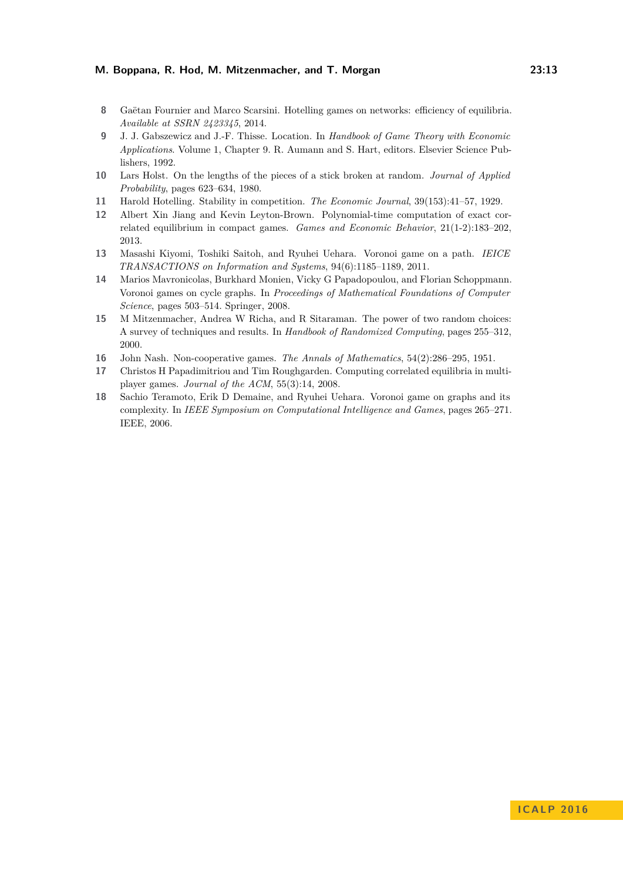8 Gaëtan Fournier and Marco Scarsini. Hotelling games on networks: efficiency of equilibria. *Available at SSRN 2423345*, 2014.

9 J. J. Gabszewicz and J.-F. Thisse. Location. In *Handbook of Game Theory with Economic Applications*. Volume 1, Chapter 9. R. Aumann and S. Hart, editors. Elsevier Science Publishers, 1992.

10 Lars Holst. On the lengths of the pieces of a stick broken at random. *Journal of Applied Probability*, pages 623–634, 1980.

11 Harold Hotelling. Stability in competition. *The Economic Journal*, 39(153):41–57, 1929.

12 Albert Xin Jiang and Kevin Leyton-Brown. Polynomial-time computation of exact correlated equilibrium in compact games. *Games and Economic Behavior*, 21(1-2):183–202, 2013.

13 Masashi Kiyomi, Toshiki Saitoh, and Ryuhei Uehara. Voronoi game on a path. *IEICE TRANSACTIONS on Information and Systems*, 94(6):1185–1189, 2011.

14 Marios Mavronicolas, Burkhard Monien, Vicky G Papadopoulou, and Florian Schoppmann. Voronoi games on cycle graphs. In *Proceedings of Mathematical Foundations of Computer Science*, pages 503–514. Springer, 2008.

15 M Mitzenmacher, Andrea W Richa, and R Sitaraman. The power of two random choices: A survey of techniques and results. In *Handbook of Randomized Computing*, pages 255–312, 2000.

16 John Nash. Non-cooperative games. *The Annals of Mathematics*, 54(2):286–295, 1951.

17 Christos H Papadimitriou and Tim Roughgarden. Computing correlated equilibria in multi-player games. *Journal of the ACM*, 55(3):14, 2008.

18 Sachio Teramoto, Erik D Demaine, and Ryuhei Uehara. Voronoi game on graphs and its complexity. In *IEEE Symposium on Computational Intelligence and Games*, pages 265–271. IEEE, 2006.